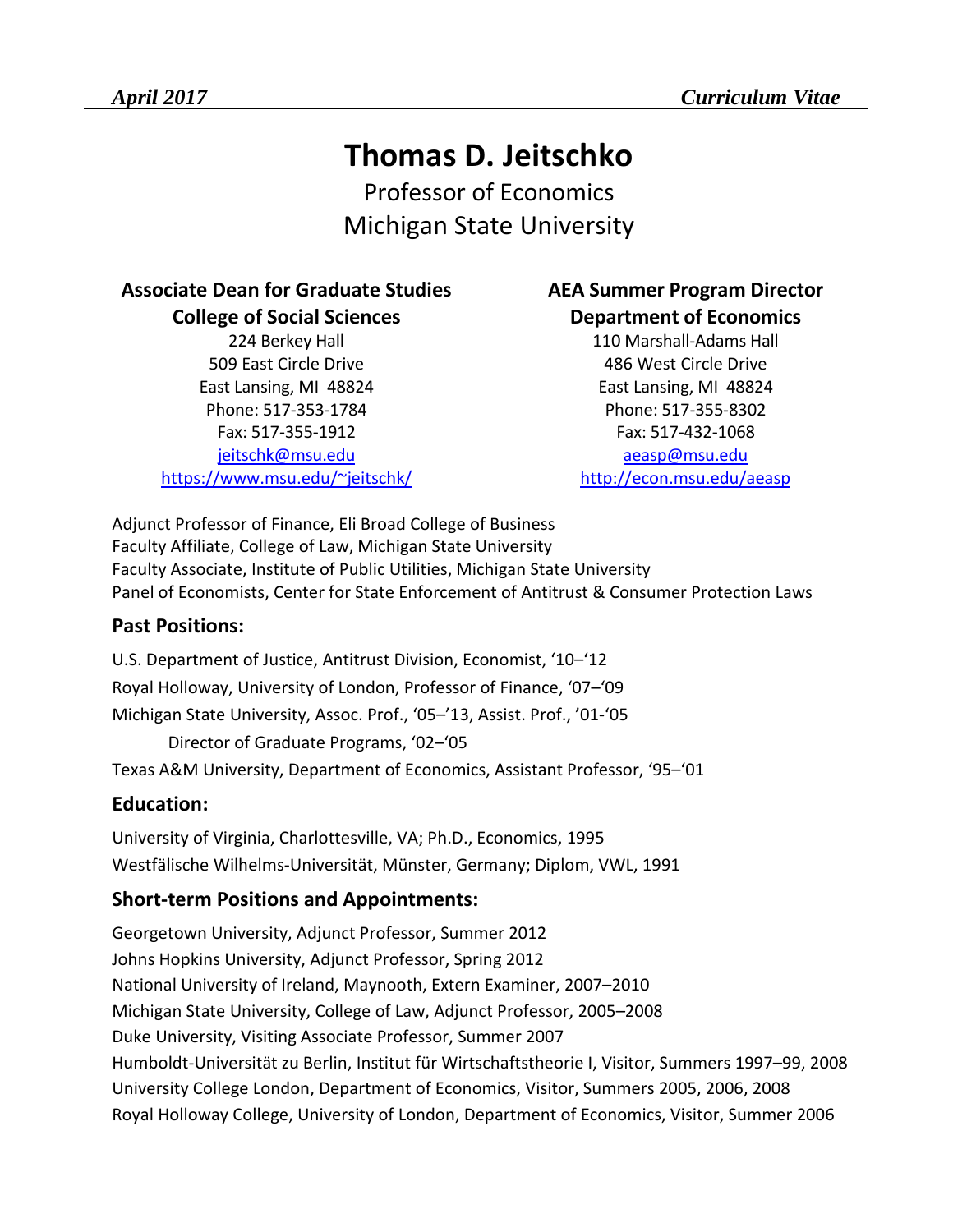*April 2017* *Curriculum Vitae*

# Thomas D. Jeitschko

Professor of Economics
Michigan State University

**Associate Dean for Graduate Studies**
**College of Social Sciences**
224 Berkey Hall
509 East Circle Drive
East Lansing, MI 48824
Phone: 517-353-1784
Fax: 517-355-1912
jeitschk@msu.edu
https://www.msu.edu/~jeitschk/

**AEA Summer Program Director**
**Department of Economics**
110 Marshall-Adams Hall
486 West Circle Drive
East Lansing, MI 48824
Phone: 517-355-8302
Fax: 517-432-1068
aeasp@msu.edu
http://econ.msu.edu/aeasp

Adjunct Professor of Finance, Eli Broad College of Business
Faculty Affiliate, College of Law, Michigan State University
Faculty Associate, Institute of Public Utilities, Michigan State University
Panel of Economists, Center for State Enforcement of Antitrust & Consumer Protection Laws

## Past Positions:

U.S. Department of Justice, Antitrust Division, Economist, '10–'12
Royal Holloway, University of London, Professor of Finance, '07–'09
Michigan State University, Assoc. Prof., '05–'13, Assist. Prof., '01-'05
    Director of Graduate Programs, '02–'05
Texas A&M University, Department of Economics, Assistant Professor, '95–'01

## Education:

University of Virginia, Charlottesville, VA; Ph.D., Economics, 1995
Westfälische Wilhelms-Universität, Münster, Germany; Diplom, VWL, 1991

## Short-term Positions and Appointments:

Georgetown University, Adjunct Professor, Summer 2012
Johns Hopkins University, Adjunct Professor, Spring 2012
National University of Ireland, Maynooth, Extern Examiner, 2007–2010
Michigan State University, College of Law, Adjunct Professor, 2005–2008
Duke University, Visiting Associate Professor, Summer 2007
Humboldt-Universität zu Berlin, Institut für Wirtschaftstheorie I, Visitor, Summers 1997–99, 2008
University College London, Department of Economics, Visitor, Summers 2005, 2006, 2008
Royal Holloway College, University of London, Department of Economics, Visitor, Summer 2006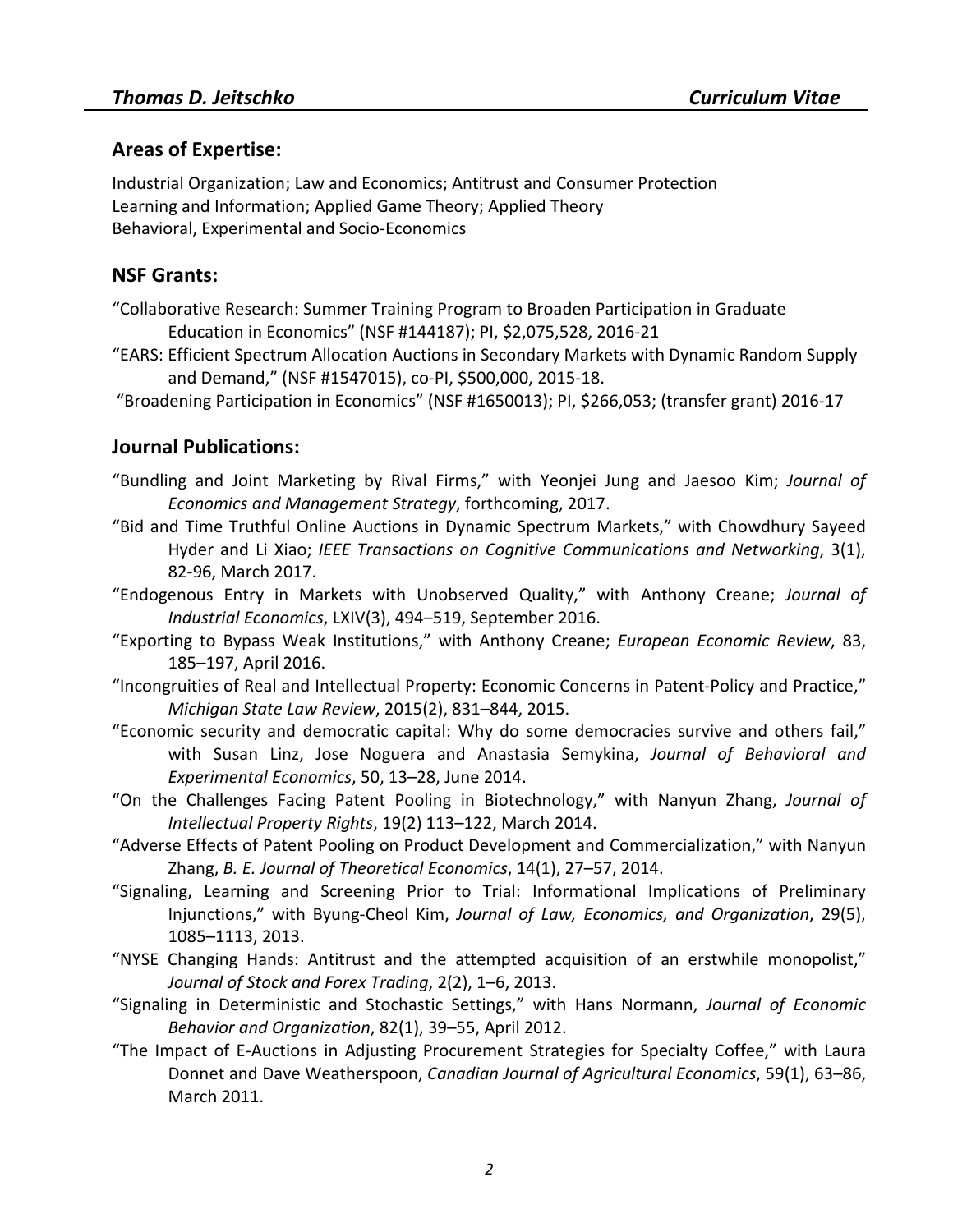## Areas of Expertise:

Industrial Organization; Law and Economics; Antitrust and Consumer Protection
Learning and Information; Applied Game Theory; Applied Theory
Behavioral, Experimental and Socio-Economics

## NSF Grants:

"Collaborative Research: Summer Training Program to Broaden Participation in Graduate Education in Economics" (NSF #144187); PI, $2,075,528, 2016-21

"EARS: Efficient Spectrum Allocation Auctions in Secondary Markets with Dynamic Random Supply and Demand," (NSF #1547015), co-PI, $500,000, 2015-18.

"Broadening Participation in Economics" (NSF #1650013); PI, $266,053; (transfer grant) 2016-17

## Journal Publications:

"Bundling and Joint Marketing by Rival Firms," with Yeonjei Jung and Jaesoo Kim; *Journal of Economics and Management Strategy*, forthcoming, 2017.

"Bid and Time Truthful Online Auctions in Dynamic Spectrum Markets," with Chowdhury Sayeed Hyder and Li Xiao; *IEEE Transactions on Cognitive Communications and Networking*, 3(1), 82-96, March 2017.

"Endogenous Entry in Markets with Unobserved Quality," with Anthony Creane; *Journal of Industrial Economics*, LXIV(3), 494–519, September 2016.

"Exporting to Bypass Weak Institutions," with Anthony Creane; *European Economic Review*, 83, 185–197, April 2016.

"Incongruities of Real and Intellectual Property: Economic Concerns in Patent-Policy and Practice," *Michigan State Law Review*, 2015(2), 831–844, 2015.

"Economic security and democratic capital: Why do some democracies survive and others fail," with Susan Linz, Jose Noguera and Anastasia Semykina, *Journal of Behavioral and Experimental Economics*, 50, 13–28, June 2014.

"On the Challenges Facing Patent Pooling in Biotechnology," with Nanyun Zhang, *Journal of Intellectual Property Rights*, 19(2) 113–122, March 2014.

"Adverse Effects of Patent Pooling on Product Development and Commercialization," with Nanyun Zhang, *B. E. Journal of Theoretical Economics*, 14(1), 27–57, 2014.

"Signaling, Learning and Screening Prior to Trial: Informational Implications of Preliminary Injunctions," with Byung-Cheol Kim, *Journal of Law, Economics, and Organization*, 29(5), 1085–1113, 2013.

"NYSE Changing Hands: Antitrust and the attempted acquisition of an erstwhile monopolist," *Journal of Stock and Forex Trading*, 2(2), 1–6, 2013.

"Signaling in Deterministic and Stochastic Settings," with Hans Normann, *Journal of Economic Behavior and Organization*, 82(1), 39–55, April 2012.

"The Impact of E-Auctions in Adjusting Procurement Strategies for Specialty Coffee," with Laura Donnet and Dave Weatherspoon, *Canadian Journal of Agricultural Economics*, 59(1), 63–86, March 2011.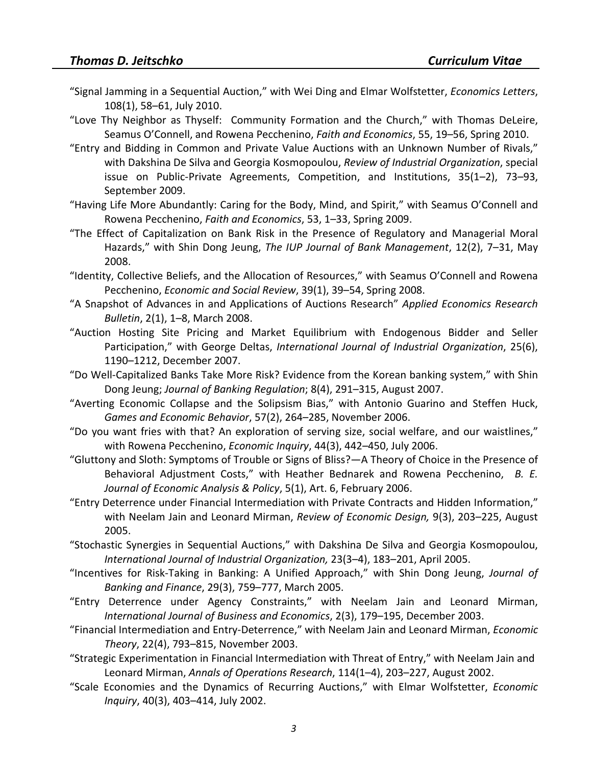"Signal Jamming in a Sequential Auction," with Wei Ding and Elmar Wolfstetter, *Economics Letters*, 108(1), 58–61, July 2010.

"Love Thy Neighbor as Thyself: Community Formation and the Church," with Thomas DeLeire, Seamus O'Connell, and Rowena Pecchenino, *Faith and Economics*, 55, 19–56, Spring 2010.

"Entry and Bidding in Common and Private Value Auctions with an Unknown Number of Rivals," with Dakshina De Silva and Georgia Kosmopoulou, *Review of Industrial Organization*, special issue on Public-Private Agreements, Competition, and Institutions, 35(1–2), 73–93, September 2009.

"Having Life More Abundantly: Caring for the Body, Mind, and Spirit," with Seamus O'Connell and Rowena Pecchenino, *Faith and Economics*, 53, 1–33, Spring 2009.

"The Effect of Capitalization on Bank Risk in the Presence of Regulatory and Managerial Moral Hazards," with Shin Dong Jeung, *The IUP Journal of Bank Management*, 12(2), 7–31, May 2008.

"Identity, Collective Beliefs, and the Allocation of Resources," with Seamus O'Connell and Rowena Pecchenino, *Economic and Social Review*, 39(1), 39–54, Spring 2008.

"A Snapshot of Advances in and Applications of Auctions Research" *Applied Economics Research Bulletin*, 2(1), 1–8, March 2008.

"Auction Hosting Site Pricing and Market Equilibrium with Endogenous Bidder and Seller Participation," with George Deltas, *International Journal of Industrial Organization*, 25(6), 1190–1212, December 2007.

"Do Well-Capitalized Banks Take More Risk? Evidence from the Korean banking system," with Shin Dong Jeung; *Journal of Banking Regulation*; 8(4), 291–315, August 2007.

"Averting Economic Collapse and the Solipsism Bias," with Antonio Guarino and Steffen Huck, *Games and Economic Behavior*, 57(2), 264–285, November 2006.

"Do you want fries with that? An exploration of serving size, social welfare, and our waistlines," with Rowena Pecchenino, *Economic Inquiry*, 44(3), 442–450, July 2006.

"Gluttony and Sloth: Symptoms of Trouble or Signs of Bliss?—A Theory of Choice in the Presence of Behavioral Adjustment Costs," with Heather Bednarek and Rowena Pecchenino, *B. E. Journal of Economic Analysis & Policy*, 5(1), Art. 6, February 2006.

"Entry Deterrence under Financial Intermediation with Private Contracts and Hidden Information," with Neelam Jain and Leonard Mirman, *Review of Economic Design,* 9(3), 203–225, August 2005.

"Stochastic Synergies in Sequential Auctions," with Dakshina De Silva and Georgia Kosmopoulou, *International Journal of Industrial Organization,* 23(3–4), 183–201, April 2005.

"Incentives for Risk-Taking in Banking: A Unified Approach," with Shin Dong Jeung, *Journal of Banking and Finance*, 29(3), 759–777, March 2005.

"Entry Deterrence under Agency Constraints," with Neelam Jain and Leonard Mirman, *International Journal of Business and Economics*, 2(3), 179–195, December 2003.

"Financial Intermediation and Entry-Deterrence," with Neelam Jain and Leonard Mirman, *Economic Theory*, 22(4), 793–815, November 2003.

"Strategic Experimentation in Financial Intermediation with Threat of Entry," with Neelam Jain and Leonard Mirman, *Annals of Operations Research*, 114(1–4), 203–227, August 2002.

"Scale Economies and the Dynamics of Recurring Auctions," with Elmar Wolfstetter, *Economic Inquiry*, 40(3), 403–414, July 2002.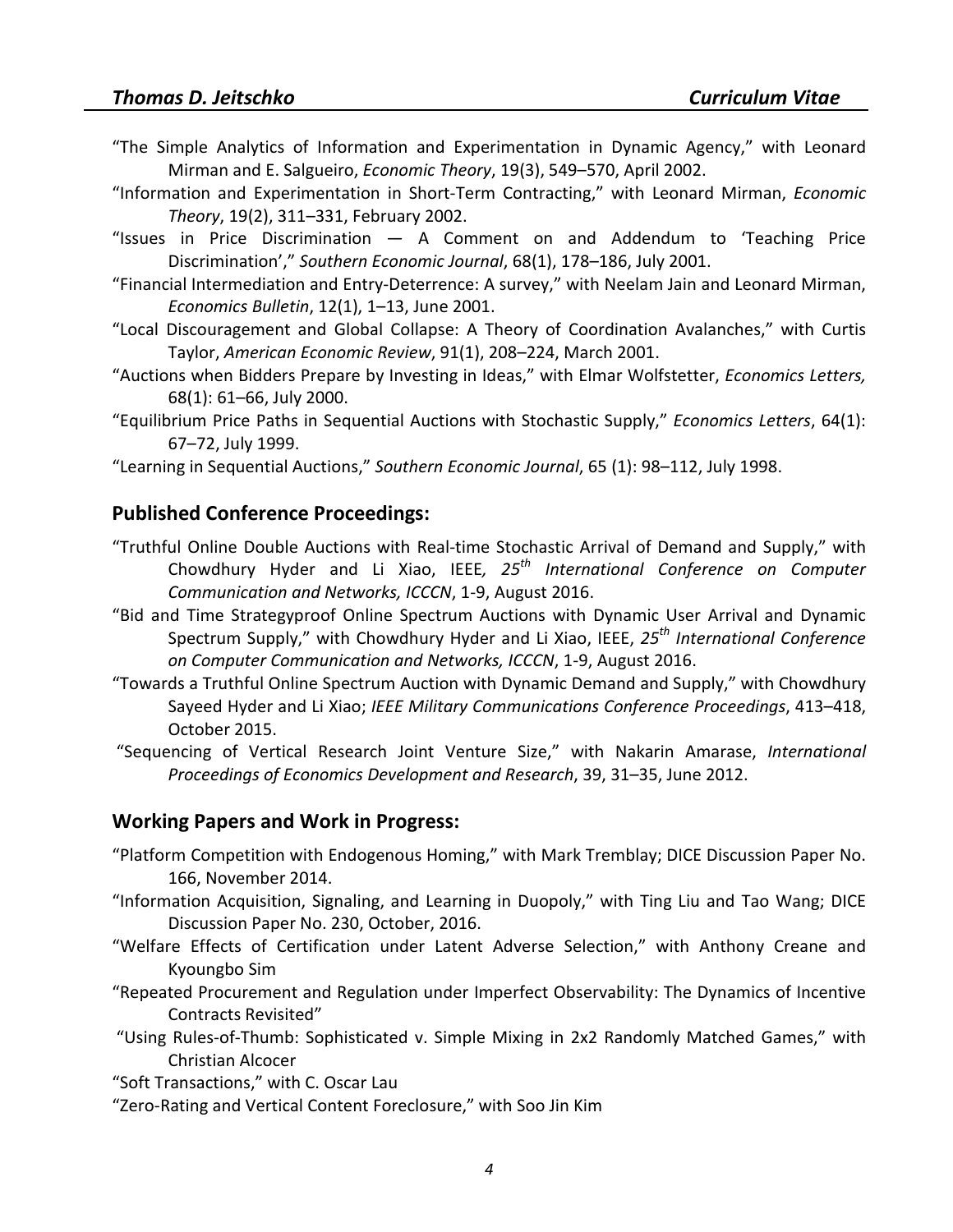"The Simple Analytics of Information and Experimentation in Dynamic Agency," with Leonard Mirman and E. Salgueiro, *Economic Theory*, 19(3), 549–570, April 2002.

"Information and Experimentation in Short-Term Contracting," with Leonard Mirman, *Economic Theory*, 19(2), 311–331, February 2002.

"Issues in Price Discrimination — A Comment on and Addendum to 'Teaching Price Discrimination'," *Southern Economic Journal*, 68(1), 178–186, July 2001.

"Financial Intermediation and Entry-Deterrence: A survey," with Neelam Jain and Leonard Mirman, *Economics Bulletin*, 12(1), 1–13, June 2001.

"Local Discouragement and Global Collapse: A Theory of Coordination Avalanches," with Curtis Taylor, *American Economic Review*, 91(1), 208–224, March 2001.

"Auctions when Bidders Prepare by Investing in Ideas," with Elmar Wolfstetter, *Economics Letters,* 68(1): 61–66, July 2000.

"Equilibrium Price Paths in Sequential Auctions with Stochastic Supply," *Economics Letters*, 64(1): 67–72, July 1999.

"Learning in Sequential Auctions," *Southern Economic Journal*, 65 (1): 98–112, July 1998.

## Published Conference Proceedings:

"Truthful Online Double Auctions with Real-time Stochastic Arrival of Demand and Supply," with Chowdhury Hyder and Li Xiao, IEEE*, 25th International Conference on Computer Communication and Networks, ICCCN*, 1-9, August 2016.

"Bid and Time Strategyproof Online Spectrum Auctions with Dynamic User Arrival and Dynamic Spectrum Supply," with Chowdhury Hyder and Li Xiao, IEEE, *25th International Conference on Computer Communication and Networks, ICCCN*, 1-9, August 2016.

"Towards a Truthful Online Spectrum Auction with Dynamic Demand and Supply," with Chowdhury Sayeed Hyder and Li Xiao; *IEEE Military Communications Conference Proceedings*, 413–418, October 2015.

"Sequencing of Vertical Research Joint Venture Size," with Nakarin Amarase, *International Proceedings of Economics Development and Research*, 39, 31–35, June 2012.

## Working Papers and Work in Progress:

"Platform Competition with Endogenous Homing," with Mark Tremblay; DICE Discussion Paper No. 166, November 2014.

"Information Acquisition, Signaling, and Learning in Duopoly," with Ting Liu and Tao Wang; DICE Discussion Paper No. 230, October, 2016.

"Welfare Effects of Certification under Latent Adverse Selection," with Anthony Creane and Kyoungbo Sim

"Repeated Procurement and Regulation under Imperfect Observability: The Dynamics of Incentive Contracts Revisited"

"Using Rules-of-Thumb: Sophisticated v. Simple Mixing in 2x2 Randomly Matched Games," with Christian Alcocer

"Soft Transactions," with C. Oscar Lau

"Zero-Rating and Vertical Content Foreclosure," with Soo Jin Kim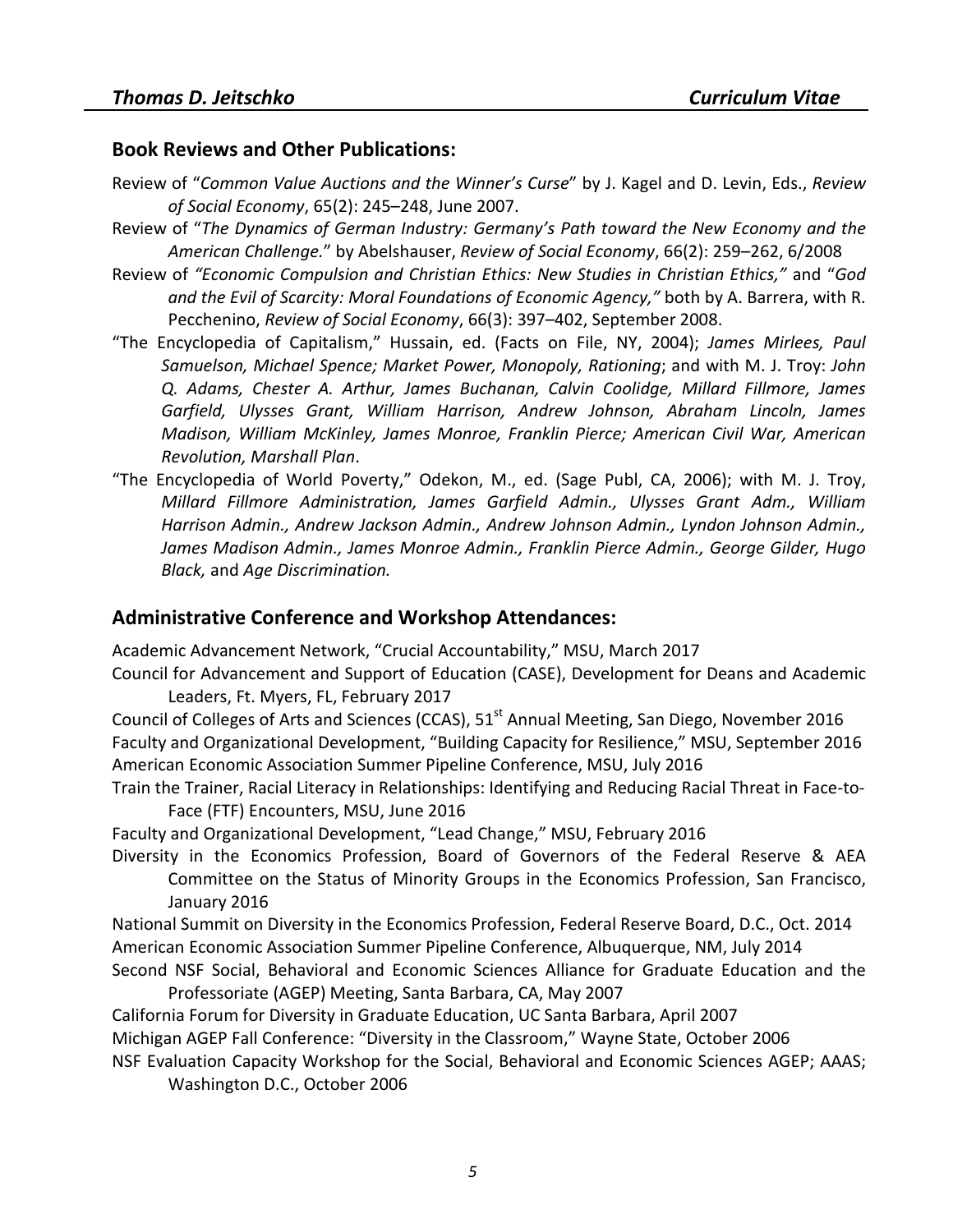## Book Reviews and Other Publications:

Review of "*Common Value Auctions and the Winner's Curse*" by J. Kagel and D. Levin, Eds., *Review of Social Economy*, 65(2): 245–248, June 2007.

Review of "*The Dynamics of German Industry: Germany's Path toward the New Economy and the American Challenge.*" by Abelshauser, *Review of Social Economy*, 66(2): 259–262, 6/2008

Review of *"Economic Compulsion and Christian Ethics: New Studies in Christian Ethics,"* and "*God and the Evil of Scarcity: Moral Foundations of Economic Agency,"* both by A. Barrera, with R. Pecchenino, *Review of Social Economy*, 66(3): 397–402, September 2008.

"The Encyclopedia of Capitalism," Hussain, ed. (Facts on File, NY, 2004); *James Mirlees, Paul Samuelson, Michael Spence; Market Power, Monopoly, Rationing*; and with M. J. Troy: *John Q. Adams, Chester A. Arthur, James Buchanan, Calvin Coolidge, Millard Fillmore, James Garfield, Ulysses Grant, William Harrison, Andrew Johnson, Abraham Lincoln, James Madison, William McKinley, James Monroe, Franklin Pierce; American Civil War, American Revolution, Marshall Plan*.

"The Encyclopedia of World Poverty," Odekon, M., ed. (Sage Publ, CA, 2006); with M. J. Troy, *Millard Fillmore Administration, James Garfield Admin., Ulysses Grant Adm., William Harrison Admin., Andrew Jackson Admin., Andrew Johnson Admin., Lyndon Johnson Admin., James Madison Admin., James Monroe Admin., Franklin Pierce Admin., George Gilder, Hugo Black,* and *Age Discrimination.*

## Administrative Conference and Workshop Attendances:

Academic Advancement Network, "Crucial Accountability," MSU, March 2017

Council for Advancement and Support of Education (CASE), Development for Deans and Academic Leaders, Ft. Myers, FL, February 2017

Council of Colleges of Arts and Sciences (CCAS), 51st Annual Meeting, San Diego, November 2016

Faculty and Organizational Development, "Building Capacity for Resilience," MSU, September 2016

American Economic Association Summer Pipeline Conference, MSU, July 2016

Train the Trainer, Racial Literacy in Relationships: Identifying and Reducing Racial Threat in Face-to-Face (FTF) Encounters, MSU, June 2016

Faculty and Organizational Development, "Lead Change," MSU, February 2016

Diversity in the Economics Profession, Board of Governors of the Federal Reserve & AEA Committee on the Status of Minority Groups in the Economics Profession, San Francisco, January 2016

National Summit on Diversity in the Economics Profession, Federal Reserve Board, D.C., Oct. 2014

American Economic Association Summer Pipeline Conference, Albuquerque, NM, July 2014

Second NSF Social, Behavioral and Economic Sciences Alliance for Graduate Education and the Professoriate (AGEP) Meeting, Santa Barbara, CA, May 2007

California Forum for Diversity in Graduate Education, UC Santa Barbara, April 2007

Michigan AGEP Fall Conference: "Diversity in the Classroom," Wayne State, October 2006

NSF Evaluation Capacity Workshop for the Social, Behavioral and Economic Sciences AGEP; AAAS; Washington D.C., October 2006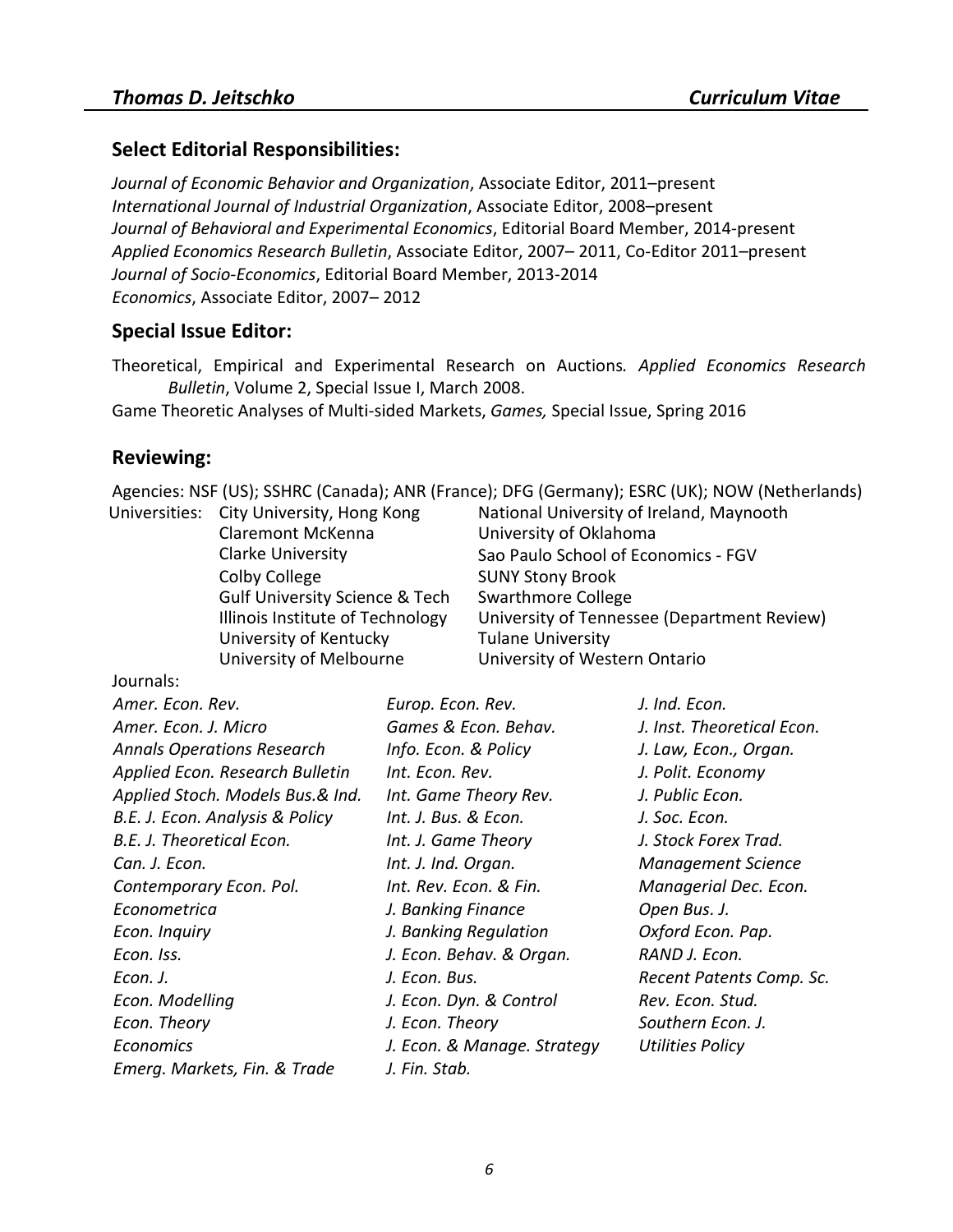## Select Editorial Responsibilities:

*Journal of Economic Behavior and Organization*, Associate Editor, 2011–present
*International Journal of Industrial Organization*, Associate Editor, 2008–present
*Journal of Behavioral and Experimental Economics*, Editorial Board Member, 2014-present
*Applied Economics Research Bulletin*, Associate Editor, 2007– 2011, Co-Editor 2011–present
*Journal of Socio-Economics*, Editorial Board Member, 2013-2014
*Economics*, Associate Editor, 2007– 2012

## Special Issue Editor:

Theoretical, Empirical and Experimental Research on Auctions. *Applied Economics Research Bulletin*, Volume 2, Special Issue I, March 2008.
Game Theoretic Analyses of Multi-sided Markets, *Games,* Special Issue, Spring 2016

## Reviewing:

Agencies: NSF (US); SSHRC (Canada); ANR (France); DFG (Germany); ESRC (UK); NOW (Netherlands)

Universities:
- City University, Hong Kong
- Claremont McKenna
- Clarke University
- Colby College
- Gulf University Science & Tech
- Illinois Institute of Technology
- University of Kentucky
- University of Melbourne
- National University of Ireland, Maynooth
- University of Oklahoma
- Sao Paulo School of Economics - FGV
- SUNY Stony Brook
- Swarthmore College
- University of Tennessee (Department Review)
- Tulane University
- University of Western Ontario

Journals:

*Amer. Econ. Rev.*
*Amer. Econ. J. Micro*
*Annals Operations Research*
*Applied Econ. Research Bulletin*
*Applied Stoch. Models Bus.& Ind.*
*B.E. J. Econ. Analysis & Policy*
*B.E. J. Theoretical Econ.*
*Can. J. Econ.*
*Contemporary Econ. Pol.*
*Econometrica*
*Econ. Inquiry*
*Econ. Iss.*
*Econ. J.*
*Econ. Modelling*
*Econ. Theory*
*Economics*
*Emerg. Markets, Fin. & Trade*
*Europ. Econ. Rev.*
*Games & Econ. Behav.*
*Info. Econ. & Policy*
*Int. Econ. Rev.*
*Int. Game Theory Rev.*
*Int. J. Bus. & Econ.*
*Int. J. Game Theory*
*Int. J. Ind. Organ.*
*Int. Rev. Econ. & Fin.*
*J. Banking Finance*
*J. Banking Regulation*
*J. Econ. Behav. & Organ.*
*J. Econ. Bus.*
*J. Econ. Dyn. & Control*
*J. Econ. Theory*
*J. Econ. & Manage. Strategy*
*J. Fin. Stab.*
*J. Ind. Econ.*
*J. Inst. Theoretical Econ.*
*J. Law, Econ., Organ.*
*J. Polit. Economy*
*J. Public Econ.*
*J. Soc. Econ.*
*J. Stock Forex Trad.*
*Management Science*
*Managerial Dec. Econ.*
*Open Bus. J.*
*Oxford Econ. Pap.*
*RAND J. Econ.*
*Recent Patents Comp. Sc.*
*Rev. Econ. Stud.*
*Southern Econ. J.*
*Utilities Policy*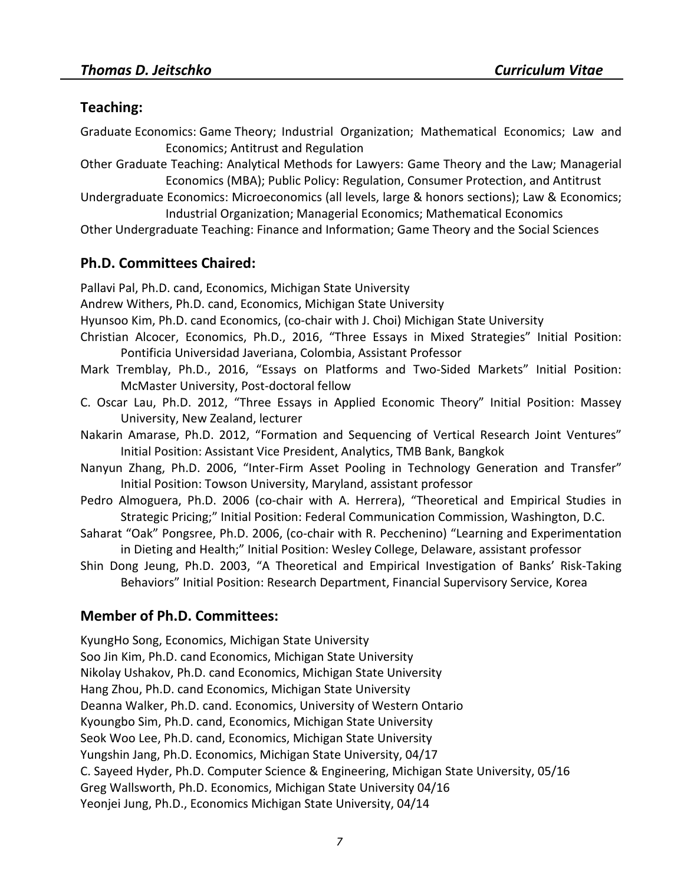## Teaching:

Graduate Economics: Game Theory; Industrial Organization; Mathematical Economics; Law and Economics; Antitrust and Regulation

Other Graduate Teaching: Analytical Methods for Lawyers: Game Theory and the Law; Managerial Economics (MBA); Public Policy: Regulation, Consumer Protection, and Antitrust

Undergraduate Economics: Microeconomics (all levels, large & honors sections); Law & Economics; Industrial Organization; Managerial Economics; Mathematical Economics

Other Undergraduate Teaching: Finance and Information; Game Theory and the Social Sciences

## Ph.D. Committees Chaired:

Pallavi Pal, Ph.D. cand, Economics, Michigan State University

Andrew Withers, Ph.D. cand, Economics, Michigan State University

Hyunsoo Kim, Ph.D. cand Economics, (co-chair with J. Choi) Michigan State University

Christian Alcocer, Economics, Ph.D., 2016, "Three Essays in Mixed Strategies" Initial Position: Pontificia Universidad Javeriana, Colombia, Assistant Professor

Mark Tremblay, Ph.D., 2016, "Essays on Platforms and Two-Sided Markets" Initial Position: McMaster University, Post-doctoral fellow

C. Oscar Lau, Ph.D. 2012, "Three Essays in Applied Economic Theory" Initial Position: Massey University, New Zealand, lecturer

Nakarin Amarase, Ph.D. 2012, "Formation and Sequencing of Vertical Research Joint Ventures" Initial Position: Assistant Vice President, Analytics, TMB Bank, Bangkok

Nanyun Zhang, Ph.D. 2006, "Inter-Firm Asset Pooling in Technology Generation and Transfer" Initial Position: Towson University, Maryland, assistant professor

Pedro Almoguera, Ph.D. 2006 (co-chair with A. Herrera), "Theoretical and Empirical Studies in Strategic Pricing;" Initial Position: Federal Communication Commission, Washington, D.C.

Saharat "Oak" Pongsree, Ph.D. 2006, (co-chair with R. Pecchenino) "Learning and Experimentation in Dieting and Health;" Initial Position: Wesley College, Delaware, assistant professor

Shin Dong Jeung, Ph.D. 2003, "A Theoretical and Empirical Investigation of Banks' Risk-Taking Behaviors" Initial Position: Research Department, Financial Supervisory Service, Korea

## Member of Ph.D. Committees:

KyungHo Song, Economics, Michigan State University

Soo Jin Kim, Ph.D. cand Economics, Michigan State University

Nikolay Ushakov, Ph.D. cand Economics, Michigan State University

Hang Zhou, Ph.D. cand Economics, Michigan State University

Deanna Walker, Ph.D. cand. Economics, University of Western Ontario

Kyoungbo Sim, Ph.D. cand, Economics, Michigan State University

Seok Woo Lee, Ph.D. cand, Economics, Michigan State University

Yungshin Jang, Ph.D. Economics, Michigan State University, 04/17

C. Sayeed Hyder, Ph.D. Computer Science & Engineering, Michigan State University, 05/16

Greg Wallsworth, Ph.D. Economics, Michigan State University 04/16

Yeonjei Jung, Ph.D., Economics Michigan State University, 04/14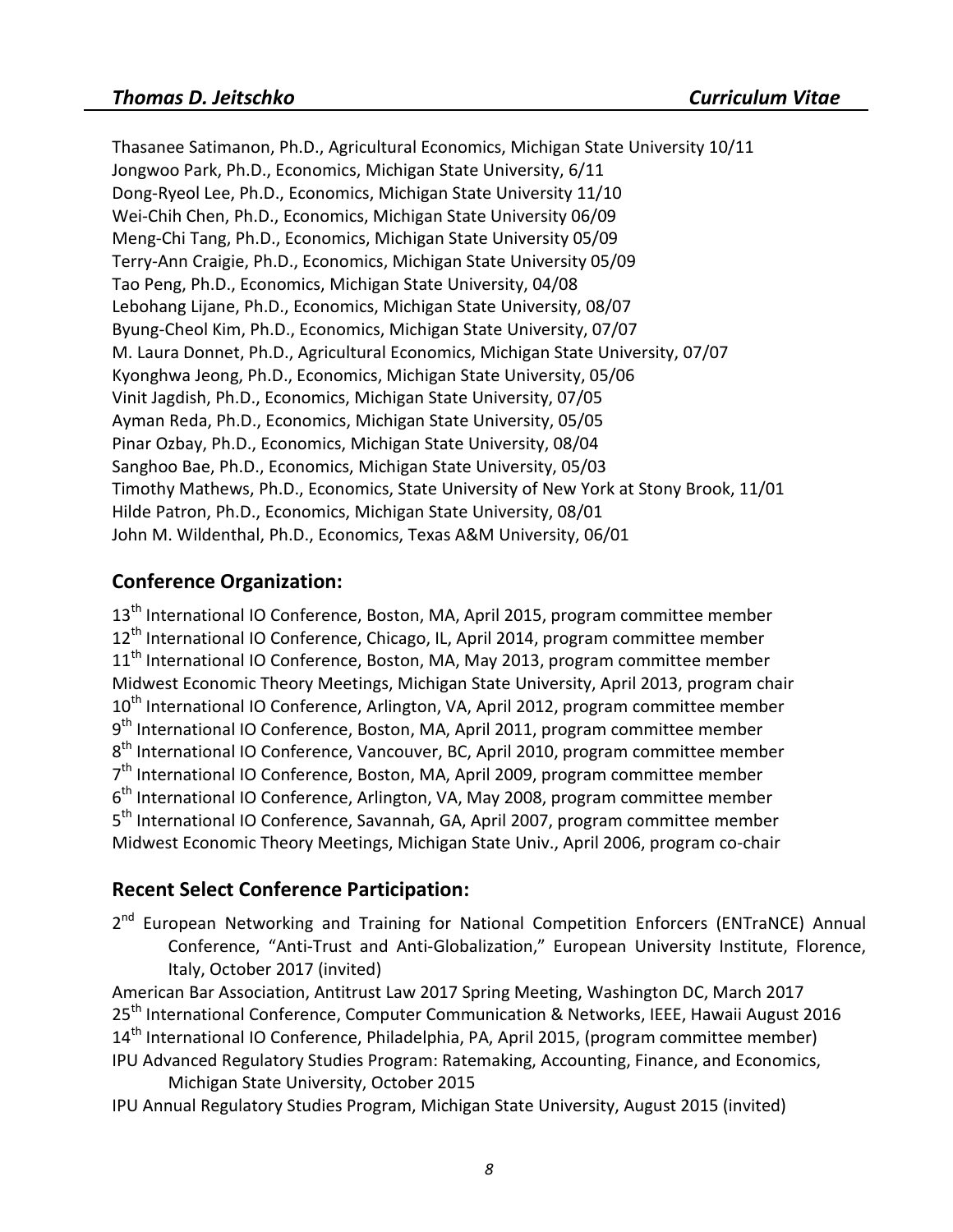Thasanee Satimanon, Ph.D., Agricultural Economics, Michigan State University 10/11
Jongwoo Park, Ph.D., Economics, Michigan State University, 6/11
Dong-Ryeol Lee, Ph.D., Economics, Michigan State University 11/10
Wei-Chih Chen, Ph.D., Economics, Michigan State University 06/09
Meng-Chi Tang, Ph.D., Economics, Michigan State University 05/09
Terry-Ann Craigie, Ph.D., Economics, Michigan State University 05/09
Tao Peng, Ph.D., Economics, Michigan State University, 04/08
Lebohang Lijane, Ph.D., Economics, Michigan State University, 08/07
Byung-Cheol Kim, Ph.D., Economics, Michigan State University, 07/07
M. Laura Donnet, Ph.D., Agricultural Economics, Michigan State University, 07/07
Kyonghwa Jeong, Ph.D., Economics, Michigan State University, 05/06
Vinit Jagdish, Ph.D., Economics, Michigan State University, 07/05
Ayman Reda, Ph.D., Economics, Michigan State University, 05/05
Pinar Ozbay, Ph.D., Economics, Michigan State University, 08/04
Sanghoo Bae, Ph.D., Economics, Michigan State University, 05/03
Timothy Mathews, Ph.D., Economics, State University of New York at Stony Brook, 11/01
Hilde Patron, Ph.D., Economics, Michigan State University, 08/01
John M. Wildenthal, Ph.D., Economics, Texas A&M University, 06/01

## Conference Organization:

13th International IO Conference, Boston, MA, April 2015, program committee member
12th International IO Conference, Chicago, IL, April 2014, program committee member
11th International IO Conference, Boston, MA, May 2013, program committee member
Midwest Economic Theory Meetings, Michigan State University, April 2013, program chair
10th International IO Conference, Arlington, VA, April 2012, program committee member
9th International IO Conference, Boston, MA, April 2011, program committee member
8th International IO Conference, Vancouver, BC, April 2010, program committee member
7th International IO Conference, Boston, MA, April 2009, program committee member
6th International IO Conference, Arlington, VA, May 2008, program committee member
5th International IO Conference, Savannah, GA, April 2007, program committee member
Midwest Economic Theory Meetings, Michigan State Univ., April 2006, program co-chair

## Recent Select Conference Participation:

2nd European Networking and Training for National Competition Enforcers (ENTraNCE) Annual Conference, "Anti-Trust and Anti-Globalization," European University Institute, Florence, Italy, October 2017 (invited)
American Bar Association, Antitrust Law 2017 Spring Meeting, Washington DC, March 2017
25th International Conference, Computer Communication & Networks, IEEE, Hawaii August 2016
14th International IO Conference, Philadelphia, PA, April 2015, (program committee member)
IPU Advanced Regulatory Studies Program: Ratemaking, Accounting, Finance, and Economics, Michigan State University, October 2015
IPU Annual Regulatory Studies Program, Michigan State University, August 2015 (invited)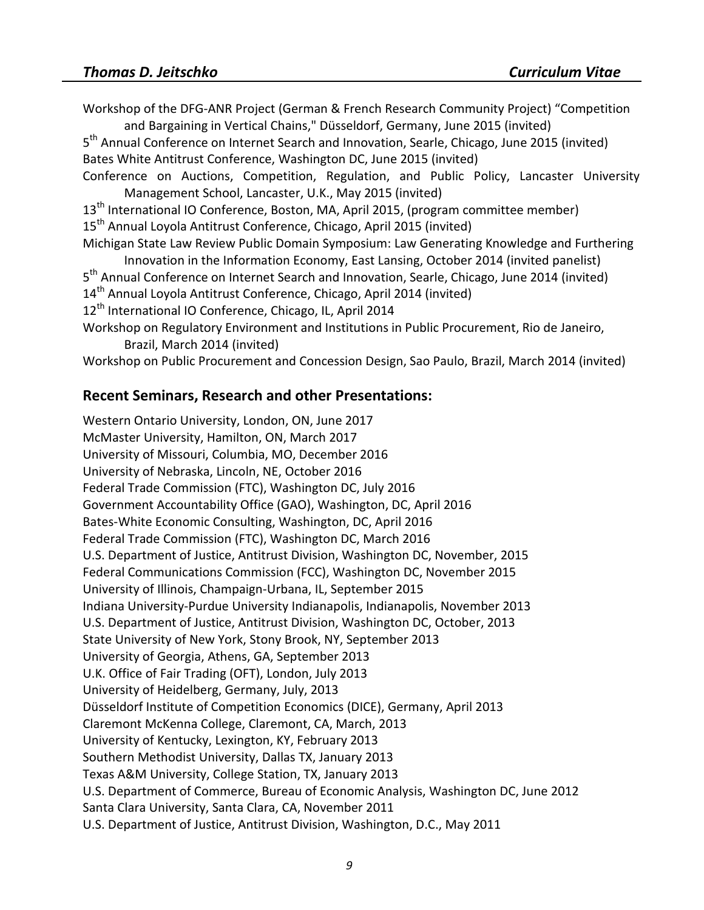Workshop of the DFG-ANR Project (German & French Research Community Project) "Competition and Bargaining in Vertical Chains," Düsseldorf, Germany, June 2015 (invited)
5th Annual Conference on Internet Search and Innovation, Searle, Chicago, June 2015 (invited)
Bates White Antitrust Conference, Washington DC, June 2015 (invited)
Conference on Auctions, Competition, Regulation, and Public Policy, Lancaster University Management School, Lancaster, U.K., May 2015 (invited)
13th International IO Conference, Boston, MA, April 2015, (program committee member)
15th Annual Loyola Antitrust Conference, Chicago, April 2015 (invited)
Michigan State Law Review Public Domain Symposium: Law Generating Knowledge and Furthering Innovation in the Information Economy, East Lansing, October 2014 (invited panelist)
5th Annual Conference on Internet Search and Innovation, Searle, Chicago, June 2014 (invited)
14th Annual Loyola Antitrust Conference, Chicago, April 2014 (invited)
12th International IO Conference, Chicago, IL, April 2014
Workshop on Regulatory Environment and Institutions in Public Procurement, Rio de Janeiro, Brazil, March 2014 (invited)
Workshop on Public Procurement and Concession Design, Sao Paulo, Brazil, March 2014 (invited)

## Recent Seminars, Research and other Presentations:

Western Ontario University, London, ON, June 2017
McMaster University, Hamilton, ON, March 2017
University of Missouri, Columbia, MO, December 2016
University of Nebraska, Lincoln, NE, October 2016
Federal Trade Commission (FTC), Washington DC, July 2016
Government Accountability Office (GAO), Washington, DC, April 2016
Bates-White Economic Consulting, Washington, DC, April 2016
Federal Trade Commission (FTC), Washington DC, March 2016
U.S. Department of Justice, Antitrust Division, Washington DC, November, 2015
Federal Communications Commission (FCC), Washington DC, November 2015
University of Illinois, Champaign-Urbana, IL, September 2015
Indiana University-Purdue University Indianapolis, Indianapolis, November 2013
U.S. Department of Justice, Antitrust Division, Washington DC, October, 2013
State University of New York, Stony Brook, NY, September 2013
University of Georgia, Athens, GA, September 2013
U.K. Office of Fair Trading (OFT), London, July 2013
University of Heidelberg, Germany, July, 2013
Düsseldorf Institute of Competition Economics (DICE), Germany, April 2013
Claremont McKenna College, Claremont, CA, March, 2013
University of Kentucky, Lexington, KY, February 2013
Southern Methodist University, Dallas TX, January 2013
Texas A&M University, College Station, TX, January 2013
U.S. Department of Commerce, Bureau of Economic Analysis, Washington DC, June 2012
Santa Clara University, Santa Clara, CA, November 2011
U.S. Department of Justice, Antitrust Division, Washington, D.C., May 2011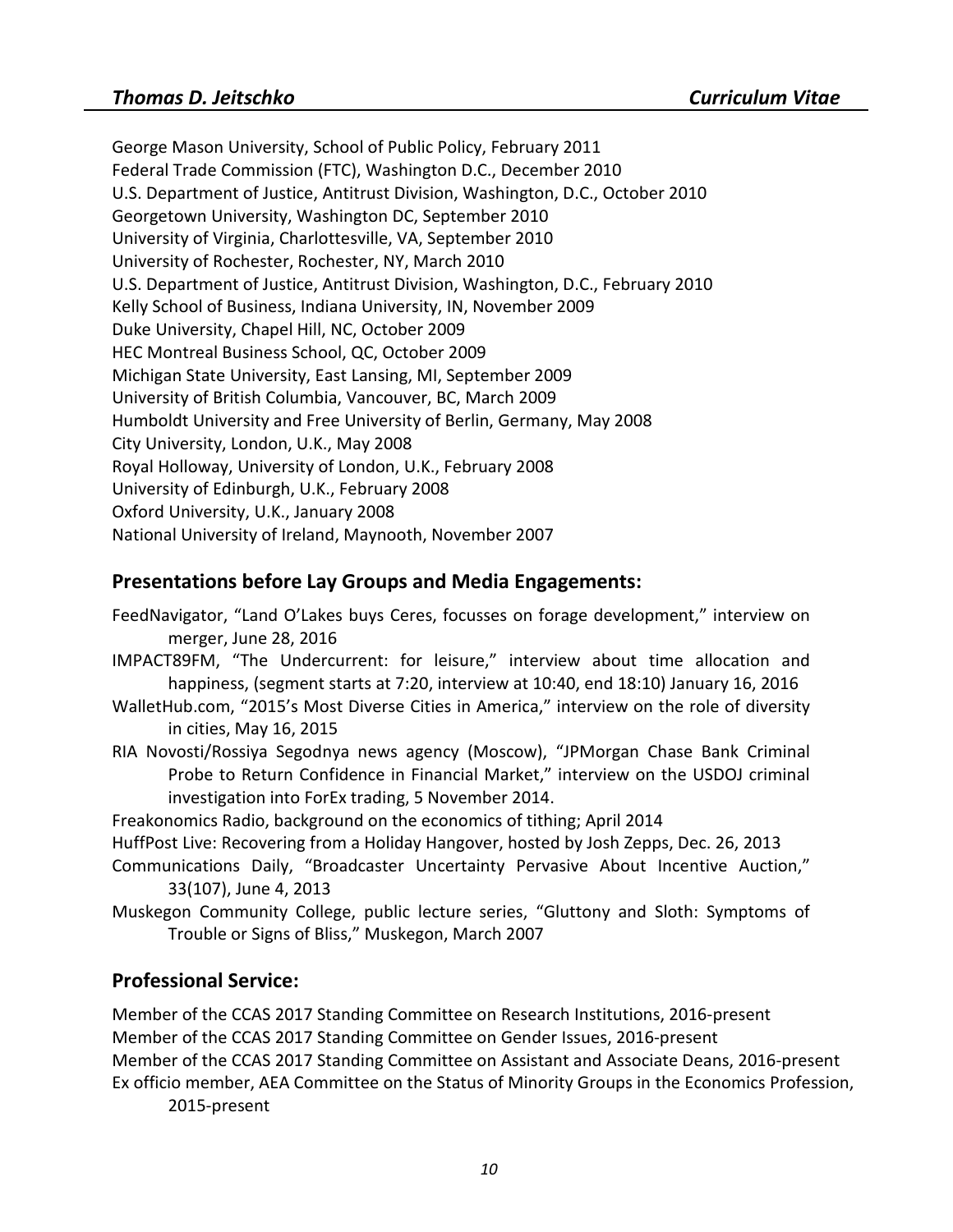George Mason University, School of Public Policy, February 2011
Federal Trade Commission (FTC), Washington D.C., December 2010
U.S. Department of Justice, Antitrust Division, Washington, D.C., October 2010
Georgetown University, Washington DC, September 2010
University of Virginia, Charlottesville, VA, September 2010
University of Rochester, Rochester, NY, March 2010
U.S. Department of Justice, Antitrust Division, Washington, D.C., February 2010
Kelly School of Business, Indiana University, IN, November 2009
Duke University, Chapel Hill, NC, October 2009
HEC Montreal Business School, QC, October 2009
Michigan State University, East Lansing, MI, September 2009
University of British Columbia, Vancouver, BC, March 2009
Humboldt University and Free University of Berlin, Germany, May 2008
City University, London, U.K., May 2008
Royal Holloway, University of London, U.K., February 2008
University of Edinburgh, U.K., February 2008
Oxford University, U.K., January 2008
National University of Ireland, Maynooth, November 2007

## Presentations before Lay Groups and Media Engagements:

FeedNavigator, "Land O'Lakes buys Ceres, focusses on forage development," interview on merger, June 28, 2016

IMPACT89FM, "The Undercurrent: for leisure," interview about time allocation and happiness, (segment starts at 7:20, interview at 10:40, end 18:10) January 16, 2016

WalletHub.com, "2015's Most Diverse Cities in America," interview on the role of diversity in cities, May 16, 2015

RIA Novosti/Rossiya Segodnya news agency (Moscow), "JPMorgan Chase Bank Criminal Probe to Return Confidence in Financial Market," interview on the USDOJ criminal investigation into ForEx trading, 5 November 2014.

Freakonomics Radio, background on the economics of tithing; April 2014

HuffPost Live: Recovering from a Holiday Hangover, hosted by Josh Zepps, Dec. 26, 2013

Communications Daily, "Broadcaster Uncertainty Pervasive About Incentive Auction," 33(107), June 4, 2013

Muskegon Community College, public lecture series, "Gluttony and Sloth: Symptoms of Trouble or Signs of Bliss," Muskegon, March 2007

## Professional Service:

Member of the CCAS 2017 Standing Committee on Research Institutions, 2016-present
Member of the CCAS 2017 Standing Committee on Gender Issues, 2016-present
Member of the CCAS 2017 Standing Committee on Assistant and Associate Deans, 2016-present
Ex officio member, AEA Committee on the Status of Minority Groups in the Economics Profession, 2015-present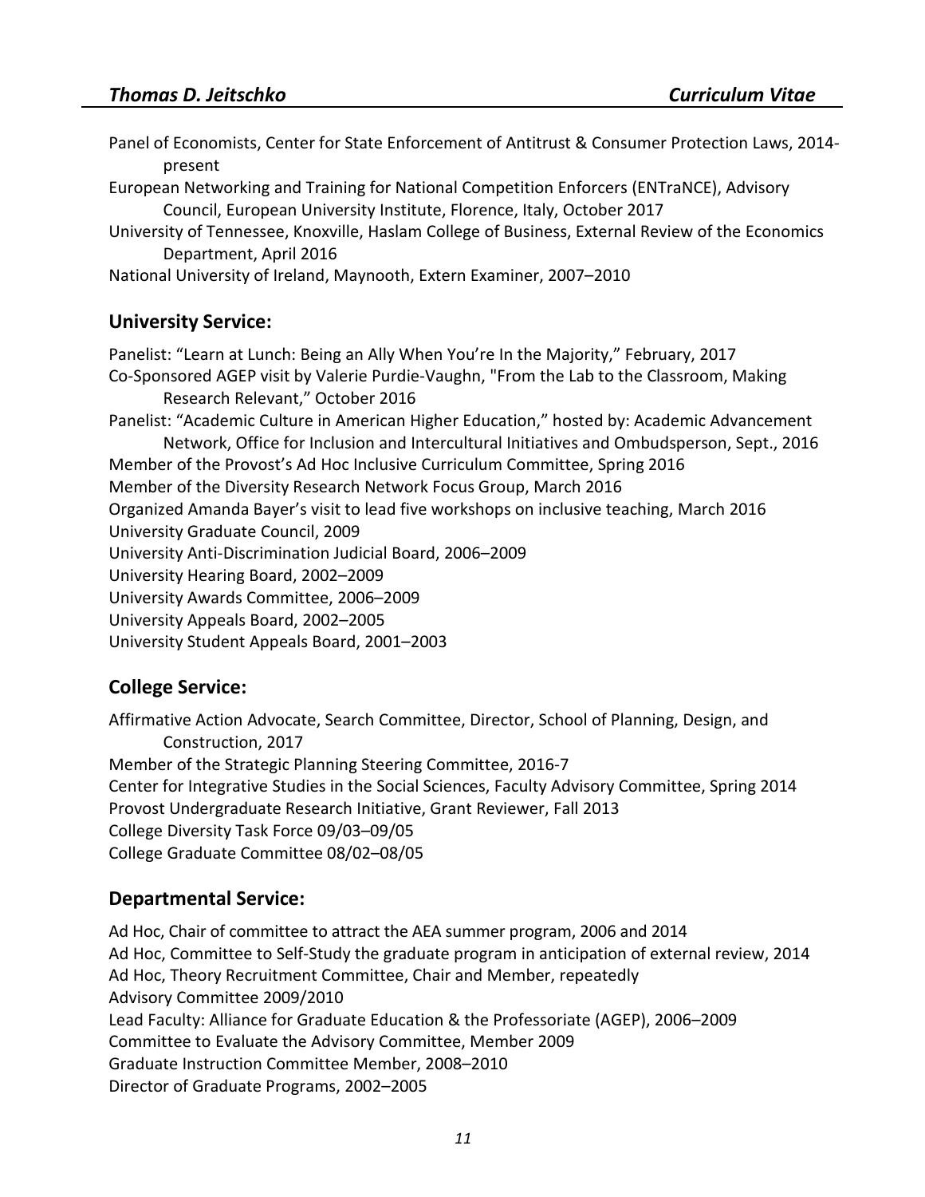Panel of Economists, Center for State Enforcement of Antitrust & Consumer Protection Laws, 2014-present

European Networking and Training for National Competition Enforcers (ENTraNCE), Advisory Council, European University Institute, Florence, Italy, October 2017

University of Tennessee, Knoxville, Haslam College of Business, External Review of the Economics Department, April 2016

National University of Ireland, Maynooth, Extern Examiner, 2007–2010

## University Service:

Panelist: "Learn at Lunch: Being an Ally When You're In the Majority," February, 2017

Co-Sponsored AGEP visit by Valerie Purdie-Vaughn, "From the Lab to the Classroom, Making Research Relevant," October 2016

Panelist: "Academic Culture in American Higher Education," hosted by: Academic Advancement Network, Office for Inclusion and Intercultural Initiatives and Ombudsperson, Sept., 2016

Member of the Provost's Ad Hoc Inclusive Curriculum Committee, Spring 2016

Member of the Diversity Research Network Focus Group, March 2016

Organized Amanda Bayer's visit to lead five workshops on inclusive teaching, March 2016

University Graduate Council, 2009

University Anti-Discrimination Judicial Board, 2006–2009

University Hearing Board, 2002–2009

University Awards Committee, 2006–2009

University Appeals Board, 2002–2005

University Student Appeals Board, 2001–2003

## College Service:

Affirmative Action Advocate, Search Committee, Director, School of Planning, Design, and Construction, 2017

Member of the Strategic Planning Steering Committee, 2016-7

Center for Integrative Studies in the Social Sciences, Faculty Advisory Committee, Spring 2014

Provost Undergraduate Research Initiative, Grant Reviewer, Fall 2013

College Diversity Task Force 09/03–09/05

College Graduate Committee 08/02–08/05

## Departmental Service:

Ad Hoc, Chair of committee to attract the AEA summer program, 2006 and 2014

Ad Hoc, Committee to Self-Study the graduate program in anticipation of external review, 2014

Ad Hoc, Theory Recruitment Committee, Chair and Member, repeatedly

Advisory Committee 2009/2010

Lead Faculty: Alliance for Graduate Education & the Professoriate (AGEP), 2006–2009

Committee to Evaluate the Advisory Committee, Member 2009

Graduate Instruction Committee Member, 2008–2010

Director of Graduate Programs, 2002–2005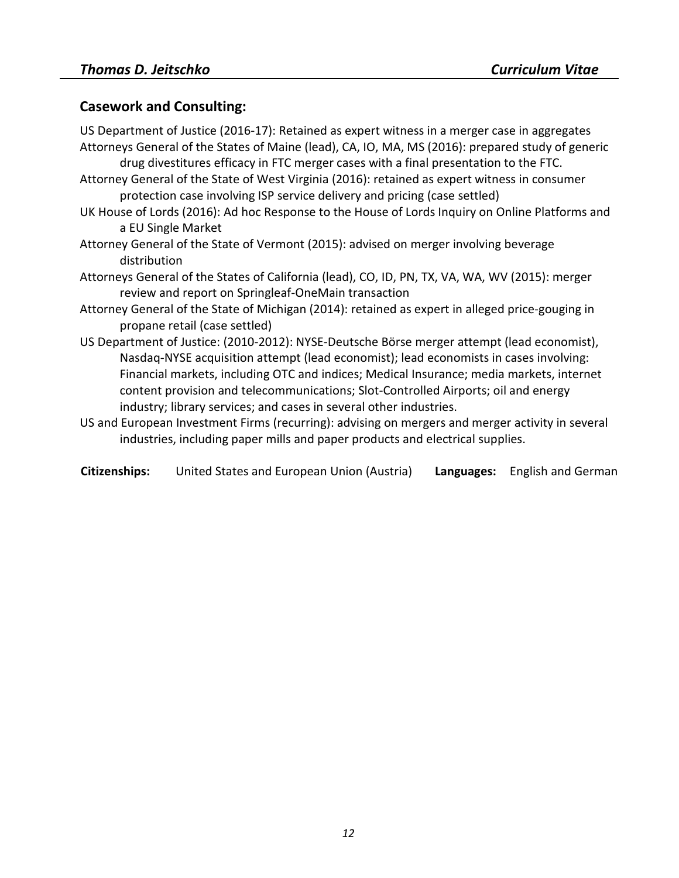## Casework and Consulting:

US Department of Justice (2016-17): Retained as expert witness in a merger case in aggregates

Attorneys General of the States of Maine (lead), CA, IO, MA, MS (2016): prepared study of generic drug divestitures efficacy in FTC merger cases with a final presentation to the FTC.

Attorney General of the State of West Virginia (2016): retained as expert witness in consumer protection case involving ISP service delivery and pricing (case settled)

UK House of Lords (2016): Ad hoc Response to the House of Lords Inquiry on Online Platforms and a EU Single Market

Attorney General of the State of Vermont (2015): advised on merger involving beverage distribution

Attorneys General of the States of California (lead), CO, ID, PN, TX, VA, WA, WV (2015): merger review and report on Springleaf-OneMain transaction

Attorney General of the State of Michigan (2014): retained as expert in alleged price-gouging in propane retail (case settled)

US Department of Justice: (2010-2012): NYSE-Deutsche Börse merger attempt (lead economist), Nasdaq-NYSE acquisition attempt (lead economist); lead economists in cases involving: Financial markets, including OTC and indices; Medical Insurance; media markets, internet content provision and telecommunications; Slot-Controlled Airports; oil and energy industry; library services; and cases in several other industries.

US and European Investment Firms (recurring): advising on mergers and merger activity in several industries, including paper mills and paper products and electrical supplies.

**Citizenships:** United States and European Union (Austria) **Languages:** English and German